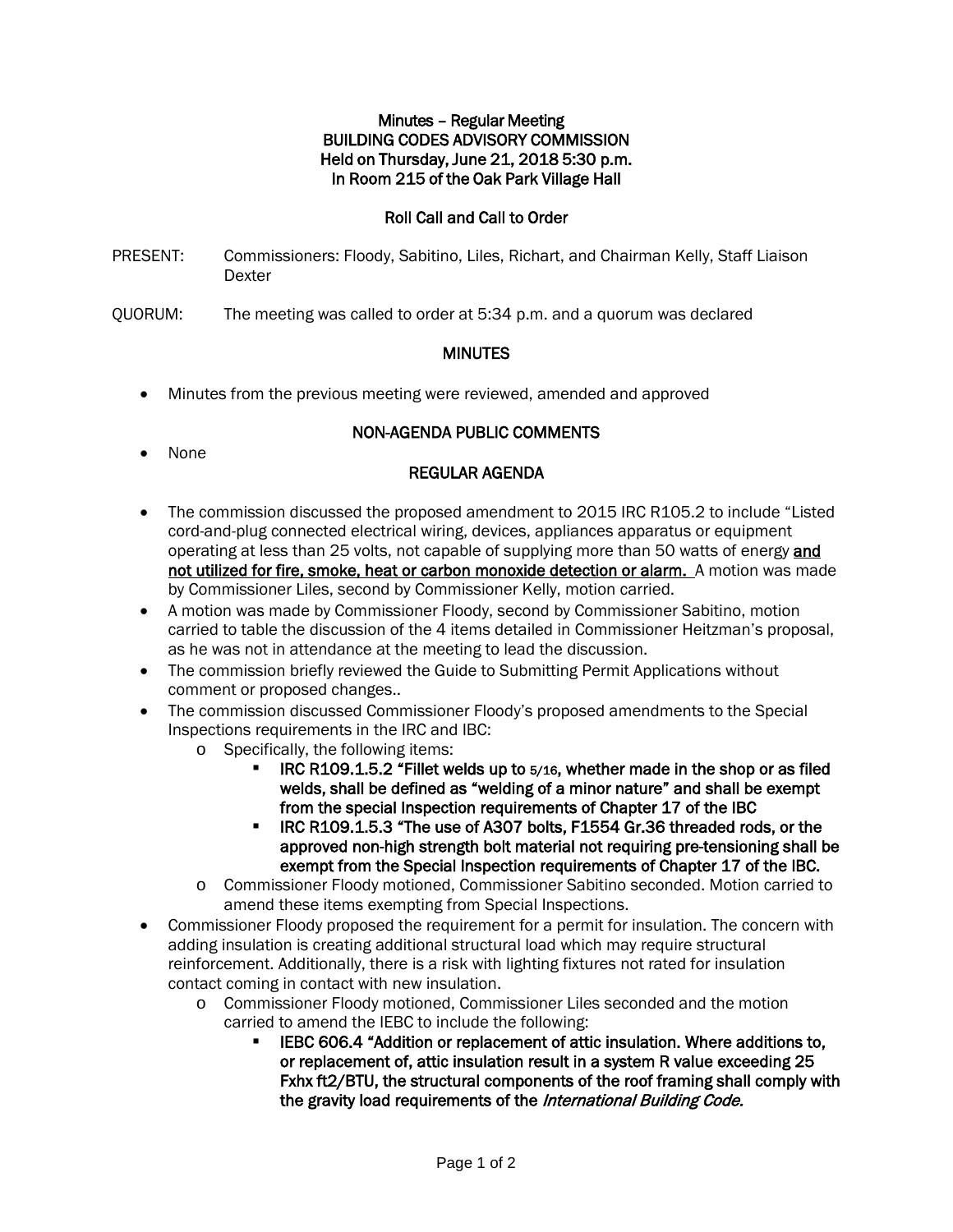**Minutes – Regular Meeting**
**BUILDING CODES ADVISORY COMMISSION**
**Held on Thursday, June 21, 2018 5:30 p.m.**
**In Room 215 of the Oak Park Village Hall**

**Roll Call and Call to Order**

PRESENT: Commissioners: Floody, Sabitino, Liles, Richart, and Chairman Kelly, Staff Liaison Dexter

QUORUM: The meeting was called to order at 5:34 p.m. and a quorum was declared

**MINUTES**

- Minutes from the previous meeting were reviewed, amended and approved

**NON-AGENDA PUBLIC COMMENTS**

- None

**REGULAR AGENDA**

- The commission discussed the proposed amendment to 2015 IRC R105.2 to include "Listed cord-and-plug connected electrical wiring, devices, appliances apparatus or equipment operating at less than 25 volts, not capable of supplying more than 50 watts of energy **and not utilized for fire, smoke, heat or carbon monoxide detection or alarm.** A motion was made by Commissioner Liles, second by Commissioner Kelly, motion carried.
- A motion was made by Commissioner Floody, second by Commissioner Sabitino, motion carried to table the discussion of the 4 items detailed in Commissioner Heitzman's proposal, as he was not in attendance at the meeting to lead the discussion.
- The commission briefly reviewed the Guide to Submitting Permit Applications without comment or proposed changes..
- The commission discussed Commissioner Floody's proposed amendments to the Special Inspections requirements in the IRC and IBC:
  - Specifically, the following items:
    - **IRC R109.1.5.2 "Fillet welds up to 5/16, whether made in the shop or as filed welds, shall be defined as "welding of a minor nature" and shall be exempt from the special Inspection requirements of Chapter 17 of the IBC**
    - **IRC R109.1.5.3 "The use of A307 bolts, F1554 Gr.36 threaded rods, or the approved non-high strength bolt material not requiring pre-tensioning shall be exempt from the Special Inspection requirements of Chapter 17 of the IBC.**
  - Commissioner Floody motioned, Commissioner Sabitino seconded. Motion carried to amend these items exempting from Special Inspections.
- Commissioner Floody proposed the requirement for a permit for insulation. The concern with adding insulation is creating additional structural load which may require structural reinforcement. Additionally, there is a risk with lighting fixtures not rated for insulation contact coming in contact with new insulation.
  - Commissioner Floody motioned, Commissioner Liles seconded and the motion carried to amend the IEBC to include the following:
    - **IEBC 606.4 "Addition or replacement of attic insulation. Where additions to, or replacement of, attic insulation result in a system R value exceeding 25 Fxhx ft2/BTU, the structural components of the roof framing shall comply with the gravity load requirements of the *International Building Code.***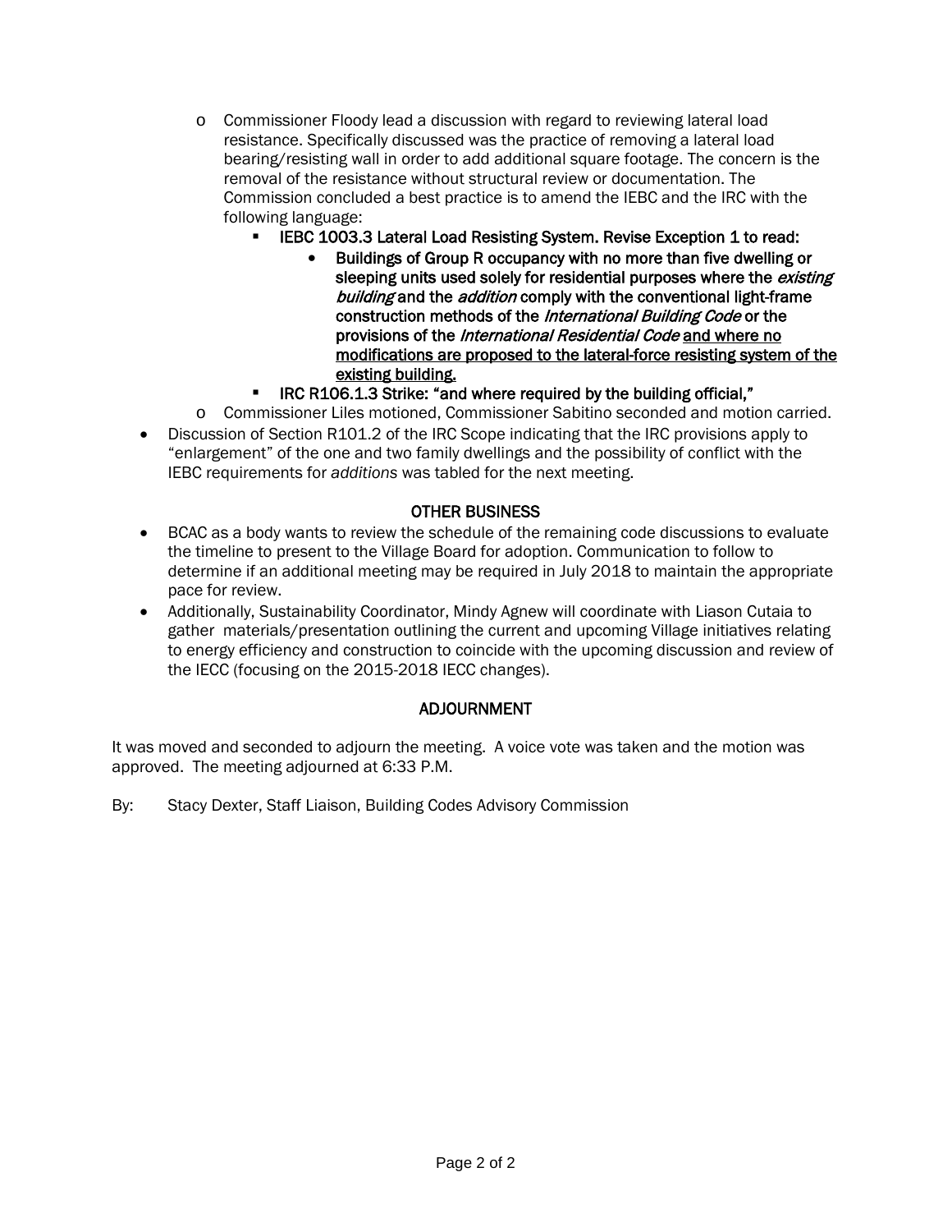- Commissioner Floody lead a discussion with regard to reviewing lateral load resistance. Specifically discussed was the practice of removing a lateral load bearing/resisting wall in order to add additional square footage. The concern is the removal of the resistance without structural review or documentation. The Commission concluded a best practice is to amend the IEBC and the IRC with the following language:
  - IEBC 1003.3 Lateral Load Resisting System. Revise Exception 1 to read:
    - Buildings of Group R occupancy with no more than five dwelling or sleeping units used solely for residential purposes where the *existing building* and the *addition* comply with the conventional light-frame construction methods of the *International Building Code* or the provisions of the *International Residential Code* <u>and where no modifications are proposed to the lateral-force resisting system of the existing building.</u>
  - IRC R106.1.3 Strike: "and where required by the building official,"
- Commissioner Liles motioned, Commissioner Sabitino seconded and motion carried.

- Discussion of Section R101.2 of the IRC Scope indicating that the IRC provisions apply to "enlargement" of the one and two family dwellings and the possibility of conflict with the IEBC requirements for *additions* was tabled for the next meeting.

## OTHER BUSINESS

- BCAC as a body wants to review the schedule of the remaining code discussions to evaluate the timeline to present to the Village Board for adoption. Communication to follow to determine if an additional meeting may be required in July 2018 to maintain the appropriate pace for review.
- Additionally, Sustainability Coordinator, Mindy Agnew will coordinate with Liason Cutaia to gather materials/presentation outlining the current and upcoming Village initiatives relating to energy efficiency and construction to coincide with the upcoming discussion and review of the IECC (focusing on the 2015-2018 IECC changes).

## ADJOURNMENT

It was moved and seconded to adjourn the meeting. A voice vote was taken and the motion was approved. The meeting adjourned at 6:33 P.M.

By: Stacy Dexter, Staff Liaison, Building Codes Advisory Commission